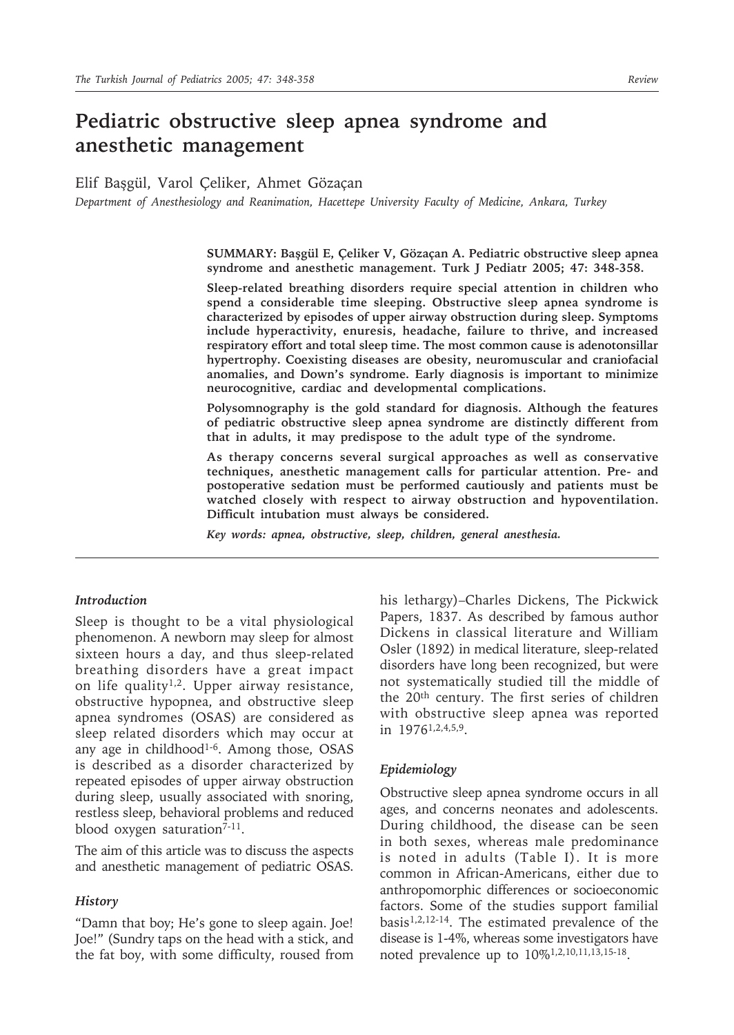# Pediatric obstructive sleep apnea syndrome and anesthetic management

Elif Başgül, Varol Çeliker, Ahmet Gözaçan

*Department of Anesthesiology and Reanimation, Hacettepe University Faculty of Medicine, Ankara, Turkey*

**SUMMARY: Başgül E, Çeliker V, Gözaçan A. Pediatric obstructive sleep apnea syndrome and anesthetic management. Turk J Pediatr 2005; 47: 348-358.**

**Sleep-related breathing disorders require special attention in children who spend a considerable time sleeping. Obstructive sleep apnea syndrome is characterized by episodes of upper airway obstruction during sleep. Symptoms include hyperactivity, enuresis, headache, failure to thrive, and increased respiratory effort and total sleep time. The most common cause is adenotonsillar hypertrophy. Coexisting diseases are obesity, neuromuscular and craniofacial anomalies, and Down's syndrome. Early diagnosis is important to minimize neurocognitive, cardiac and developmental complications.**

**Polysomnography is the gold standard for diagnosis. Although the features of pediatric obstructive sleep apnea syndrome are distinctly different from that in adults, it may predispose to the adult type of the syndrome.**

**As therapy concerns several surgical approaches as well as conservative techniques, anesthetic management calls for particular attention. Pre- and postoperative sedation must be performed cautiously and patients must be watched closely with respect to airway obstruction and hypoventilation. Difficult intubation must always be considered.**

***Key words: apnea, obstructive, sleep, children, general anesthesia.***

### *Introduction*

Sleep is thought to be a vital physiological phenomenon. A newborn may sleep for almost sixteen hours a day, and thus sleep-related breathing disorders have a great impact on life quality[1,2]. Upper airway resistance, obstructive hypopnea, and obstructive sleep apnea syndromes (OSAS) are considered as sleep related disorders which may occur at any age in childhood[1-6]. Among those, OSAS is described as a disorder characterized by repeated episodes of upper airway obstruction during sleep, usually associated with snoring, restless sleep, behavioral problems and reduced blood oxygen saturation[7-11].

The aim of this article was to discuss the aspects and anesthetic management of pediatric OSAS.

### *History*

"Damn that boy; He's gone to sleep again. Joe! Joe!" (Sundry taps on the head with a stick, and the fat boy, with some difficulty, roused from his lethargy)–Charles Dickens, The Pickwick Papers, 1837. As described by famous author Dickens in classical literature and William Osler (1892) in medical literature, sleep-related disorders have long been recognized, but were not systematically studied till the middle of the 20th century. The first series of children with obstructive sleep apnea was reported in 1976[1,2,4,5,9].

### *Epidemiology*

Obstructive sleep apnea syndrome occurs in all ages, and concerns neonates and adolescents. During childhood, the disease can be seen in both sexes, whereas male predominance is noted in adults (Table I). It is more common in African-Americans, either due to anthropomorphic differences or socioeconomic factors. Some of the studies support familial basis[1,2,12-14]. The estimated prevalence of the disease is 1-4%, whereas some investigators have noted prevalence up to 10%[1,2,10,11,13,15-18].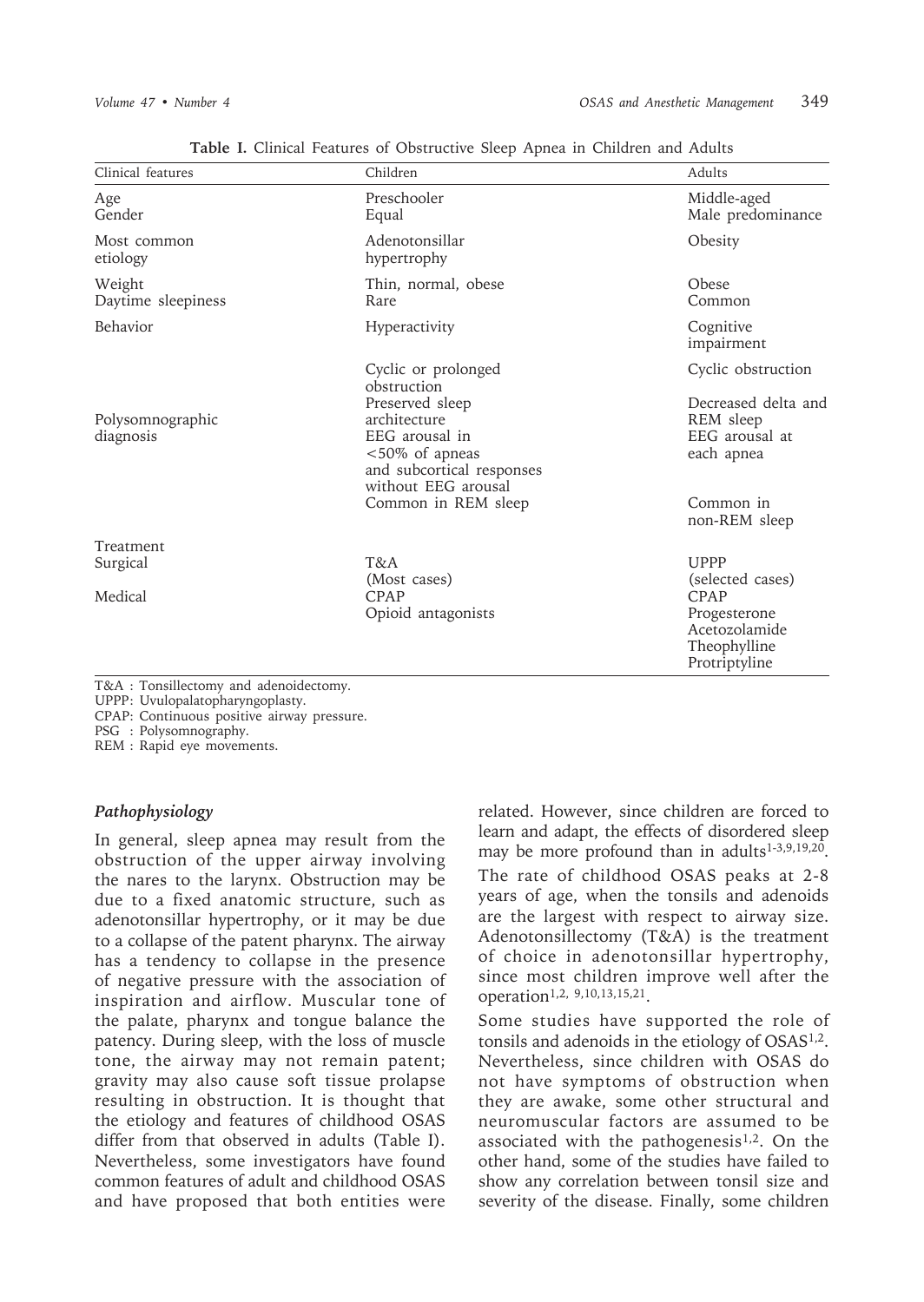**Table I.** Clinical Features of Obstructive Sleep Apnea in Children and Adults

| Clinical features | Children | Adults |
|---|---|---|
| Age | Preschooler | Middle-aged |
| Gender | Equal | Male predominance |
| Most common etiology | Adenotonsillar hypertrophy | Obesity |
| Weight | Thin, normal, obese | Obese |
| Daytime sleepiness | Rare | Common |
| Behavior | Hyperactivity | Cognitive impairment |
| Polysomnographic diagnosis | Cyclic or prolonged obstruction | Cyclic obstruction |
| | Preserved sleep architecture | Decreased delta and REM sleep |
| | EEG arousal in <50% of apneas and subcortical responses without EEG arousal | EEG arousal at each apnea |
| | Common in REM sleep | Common in non-REM sleep |
| Treatment | | |
| Surgical | T&A (Most cases) | UPPP (selected cases) |
| Medical | CPAP<br>Opioid antagonists | CPAP<br>Progesterone<br>Acetozolamide<br>Theophylline<br>Protriptyline |

T&A : Tonsillectomy and adenoidectomy.
UPPP: Uvulopalatopharyngoplasty.
CPAP: Continuous positive airway pressure.
PSG : Polysomnography.
REM : Rapid eye movements.

### *Pathophysiology*

In general, sleep apnea may result from the obstruction of the upper airway involving the nares to the larynx. Obstruction may be due to a fixed anatomic structure, such as adenotonsillar hypertrophy, or it may be due to a collapse of the patent pharynx. The airway has a tendency to collapse in the presence of negative pressure with the association of inspiration and airflow. Muscular tone of the palate, pharynx and tongue balance the patency. During sleep, with the loss of muscle tone, the airway may not remain patent; gravity may also cause soft tissue prolapse resulting in obstruction. It is thought that the etiology and features of childhood OSAS differ from that observed in adults (Table I). Nevertheless, some investigators have found common features of adult and childhood OSAS and have proposed that both entities were related. However, since children are forced to learn and adapt, the effects of disordered sleep may be more profound than in adults[1-3,9,19,20].

The rate of childhood OSAS peaks at 2-8 years of age, when the tonsils and adenoids are the largest with respect to airway size. Adenotonsillectomy (T&A) is the treatment of choice in adenotonsillar hypertrophy, since most children improve well after the operation[1,2, 9,10,13,15,21].

Some studies have supported the role of tonsils and adenoids in the etiology of OSAS[1,2]. Nevertheless, since children with OSAS do not have symptoms of obstruction when they are awake, some other structural and neuromuscular factors are assumed to be associated with the pathogenesis[1,2]. On the other hand, some of the studies have failed to show any correlation between tonsil size and severity of the disease. Finally, some children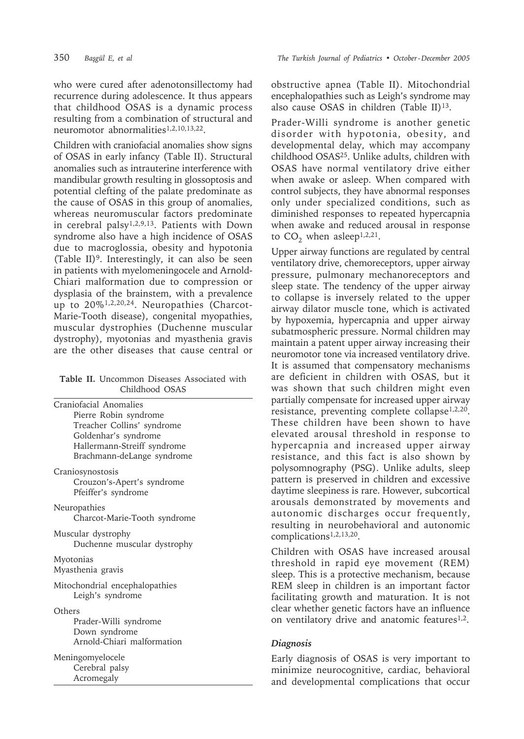who were cured after adenotonsillectomy had recurrence during adolescence. It thus appears that childhood OSAS is a dynamic process resulting from a combination of structural and neuromotor abnormalities[1,2,10,13,22].

Children with craniofacial anomalies show signs of OSAS in early infancy (Table II). Structural anomalies such as intrauterine interference with mandibular growth resulting in glossoptosis and potential clefting of the palate predominate as the cause of OSAS in this group of anomalies, whereas neuromuscular factors predominate in cerebral palsy[1,2,9,13]. Patients with Down syndrome also have a high incidence of OSAS due to macroglossia, obesity and hypotonia (Table II)[9]. Interestingly, it can also be seen in patients with myelomeningocele and Arnold-Chiari malformation due to compression or dysplasia of the brainstem, with a prevalence up to 20%[1,2,20,24]. Neuropathies (Charcot-Marie-Tooth disease), congenital myopathies, muscular dystrophies (Duchenne muscular dystrophy), myotonias and myasthenia gravis are the other diseases that cause central or obstructive apnea (Table II). Mitochondrial encephalopathies such as Leigh's syndrome may also cause OSAS in children (Table II)[13].

**Table II.** Uncommon Diseases Associated with Childhood OSAS

| |
|---|
| Craniofacial Anomalies |
| Pierre Robin syndrome |
| Treacher Collins' syndrome |
| Goldenhar's syndrome |
| Hallermann-Streiff syndrome |
| Brachmann-deLange syndrome |
| Craniosynostosis |
| Crouzon's-Apert's syndrome |
| Pfeiffer's syndrome |
| Neuropathies |
| Charcot-Marie-Tooth syndrome |
| Muscular dystrophy |
| Duchenne muscular dystrophy |
| Myotonias |
| Myasthenia gravis |
| Mitochondrial encephalopathies |
| Leigh's syndrome |
| Others |
| Prader-Willi syndrome |
| Down syndrome |
| Arnold-Chiari malformation |
| Meningomyelocele |
| Cerebral palsy |
| Acromegaly |

Prader-Willi syndrome is another genetic disorder with hypotonia, obesity, and developmental delay, which may accompany childhood OSAS[25]. Unlike adults, children with OSAS have normal ventilatory drive either when awake or asleep. When compared with control subjects, they have abnormal responses only under specialized conditions, such as diminished responses to repeated hypercapnia when awake and reduced arousal in response to $CO_2$ when asleep[1,2,21].

Upper airway functions are regulated by central ventilatory drive, chemoreceptors, upper airway pressure, pulmonary mechanoreceptors and sleep state. The tendency of the upper airway to collapse is inversely related to the upper airway dilator muscle tone, which is activated by hypoxemia, hypercapnia and upper airway subatmospheric pressure. Normal children may maintain a patent upper airway increasing their neuromotor tone via increased ventilatory drive. It is assumed that compensatory mechanisms are deficient in children with OSAS, but it was shown that such children might even partially compensate for increased upper airway resistance, preventing complete collapse[1,2,20]. These children have been shown to have elevated arousal threshold in response to hypercapnia and increased upper airway resistance, and this fact is also shown by polysomnography (PSG). Unlike adults, sleep pattern is preserved in children and excessive daytime sleepiness is rare. However, subcortical arousals demonstrated by movements and autonomic discharges occur frequently, resulting in neurobehavioral and autonomic complications[1,2,13,20].

Children with OSAS have increased arousal threshold in rapid eye movement (REM) sleep. This is a protective mechanism, because REM sleep in children is an important factor facilitating growth and maturation. It is not clear whether genetic factors have an influence on ventilatory drive and anatomic features[1,2].

### *Diagnosis*

Early diagnosis of OSAS is very important to minimize neurocognitive, cardiac, behavioral and developmental complications that occur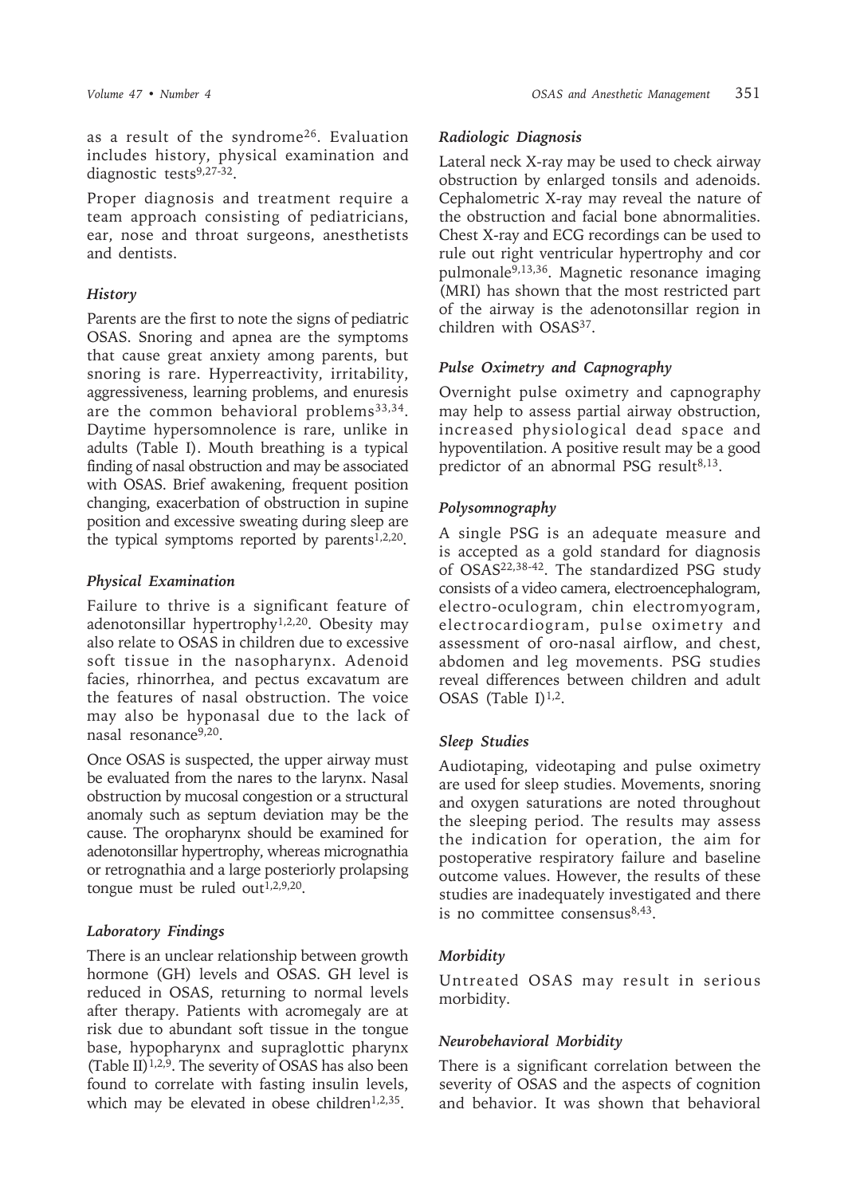as a result of the syndrome[26]. Evaluation includes history, physical examination and diagnostic tests[9,27-32].

Proper diagnosis and treatment require a team approach consisting of pediatricians, ear, nose and throat surgeons, anesthetists and dentists.

### History

Parents are the first to note the signs of pediatric OSAS. Snoring and apnea are the symptoms that cause great anxiety among parents, but snoring is rare. Hyperreactivity, irritability, aggressiveness, learning problems, and enuresis are the common behavioral problems[33,34]. Daytime hypersomnolence is rare, unlike in adults (Table I). Mouth breathing is a typical finding of nasal obstruction and may be associated with OSAS. Brief awakening, frequent position changing, exacerbation of obstruction in supine position and excessive sweating during sleep are the typical symptoms reported by parents[1,2,20].

### Physical Examination

Failure to thrive is a significant feature of adenotonsillar hypertrophy[1,2,20]. Obesity may also relate to OSAS in children due to excessive soft tissue in the nasopharynx. Adenoid facies, rhinorrhea, and pectus excavatum are the features of nasal obstruction. The voice may also be hyponasal due to the lack of nasal resonance[9,20].

Once OSAS is suspected, the upper airway must be evaluated from the nares to the larynx. Nasal obstruction by mucosal congestion or a structural anomaly such as septum deviation may be the cause. The oropharynx should be examined for adenotonsillar hypertrophy, whereas micrognathia or retrognathia and a large posteriorly prolapsing tongue must be ruled out[1,2,9,20].

### Laboratory Findings

There is an unclear relationship between growth hormone (GH) levels and OSAS. GH level is reduced in OSAS, returning to normal levels after therapy. Patients with acromegaly are at risk due to abundant soft tissue in the tongue base, hypopharynx and supraglottic pharynx (Table II)[1,2,9]. The severity of OSAS has also been found to correlate with fasting insulin levels, which may be elevated in obese children[1,2,35].

### Radiologic Diagnosis

Lateral neck X-ray may be used to check airway obstruction by enlarged tonsils and adenoids. Cephalometric X-ray may reveal the nature of the obstruction and facial bone abnormalities. Chest X-ray and ECG recordings can be used to rule out right ventricular hypertrophy and cor pulmonale[9,13,36]. Magnetic resonance imaging (MRI) has shown that the most restricted part of the airway is the adenotonsillar region in children with OSAS[37].

### Pulse Oximetry and Capnography

Overnight pulse oximetry and capnography may help to assess partial airway obstruction, increased physiological dead space and hypoventilation. A positive result may be a good predictor of an abnormal PSG result[8,13].

### Polysomnography

A single PSG is an adequate measure and is accepted as a gold standard for diagnosis of OSAS[22,38-42]. The standardized PSG study consists of a video camera, electroencephalogram, electro-oculogram, chin electromyogram, electrocardiogram, pulse oximetry and assessment of oro-nasal airflow, and chest, abdomen and leg movements. PSG studies reveal differences between children and adult OSAS (Table I)[1,2].

### Sleep Studies

Audiotaping, videotaping and pulse oximetry are used for sleep studies. Movements, snoring and oxygen saturations are noted throughout the sleeping period. The results may assess the indication for operation, the aim for postoperative respiratory failure and baseline outcome values. However, the results of these studies are inadequately investigated and there is no committee consensus[8,43].

### Morbidity

Untreated OSAS may result in serious morbidity.

### Neurobehavioral Morbidity

There is a significant correlation between the severity of OSAS and the aspects of cognition and behavior. It was shown that behavioral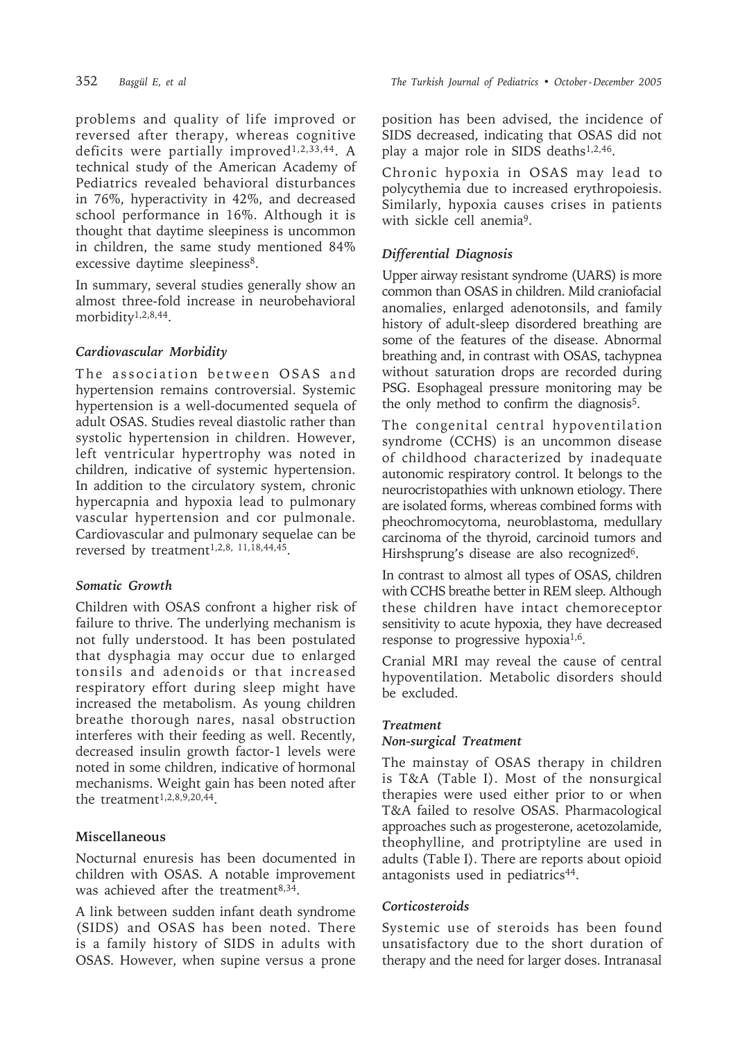problems and quality of life improved or reversed after therapy, whereas cognitive deficits were partially improved[1,2,33,44]. A technical study of the American Academy of Pediatrics revealed behavioral disturbances in 76%, hyperactivity in 42%, and decreased school performance in 16%. Although it is thought that daytime sleepiness is uncommon in children, the same study mentioned 84% excessive daytime sleepiness[8].

In summary, several studies generally show an almost three-fold increase in neurobehavioral morbidity[1,2,8,44].

### *Cardiovascular Morbidity*

The association between OSAS and hypertension remains controversial. Systemic hypertension is a well-documented sequela of adult OSAS. Studies reveal diastolic rather than systolic hypertension in children. However, left ventricular hypertrophy was noted in children, indicative of systemic hypertension. In addition to the circulatory system, chronic hypercapnia and hypoxia lead to pulmonary vascular hypertension and cor pulmonale. Cardiovascular and pulmonary sequelae can be reversed by treatment[1,2,8, 11,18,44,45].

### *Somatic Growth*

Children with OSAS confront a higher risk of failure to thrive. The underlying mechanism is not fully understood. It has been postulated that dysphagia may occur due to enlarged tonsils and adenoids or that increased respiratory effort during sleep might have increased the metabolism. As young children breathe thorough nares, nasal obstruction interferes with their feeding as well. Recently, decreased insulin growth factor-1 levels were noted in some children, indicative of hormonal mechanisms. Weight gain has been noted after the treatment[1,2,8,9,20,44].

## Miscellaneous

Nocturnal enuresis has been documented in children with OSAS. A notable improvement was achieved after the treatment[8,34].

A link between sudden infant death syndrome (SIDS) and OSAS has been noted. There is a family history of SIDS in adults with OSAS. However, when supine versus a prone position has been advised, the incidence of SIDS decreased, indicating that OSAS did not play a major role in SIDS deaths[1,2,46].

Chronic hypoxia in OSAS may lead to polycythemia due to increased erythropoiesis. Similarly, hypoxia causes crises in patients with sickle cell anemia[9].

### *Differential Diagnosis*

Upper airway resistant syndrome (UARS) is more common than OSAS in children. Mild craniofacial anomalies, enlarged adenotonsils, and family history of adult-sleep disordered breathing are some of the features of the disease. Abnormal breathing and, in contrast with OSAS, tachypnea without saturation drops are recorded during PSG. Esophageal pressure monitoring may be the only method to confirm the diagnosis[5].

The congenital central hypoventilation syndrome (CCHS) is an uncommon disease of childhood characterized by inadequate autonomic respiratory control. It belongs to the neurocristopathies with unknown etiology. There are isolated forms, whereas combined forms with pheochromocytoma, neuroblastoma, medullary carcinoma of the thyroid, carcinoid tumors and Hirshsprung's disease are also recognized[6].

In contrast to almost all types of OSAS, children with CCHS breathe better in REM sleep. Although these children have intact chemoreceptor sensitivity to acute hypoxia, they have decreased response to progressive hypoxia[1,6].

Cranial MRI may reveal the cause of central hypoventilation. Metabolic disorders should be excluded.

### *Treatment*

### *Non-surgical Treatment*

The mainstay of OSAS therapy in children is T&A (Table I). Most of the nonsurgical therapies were used either prior to or when T&A failed to resolve OSAS. Pharmacological approaches such as progesterone, acetozolamide, theophylline, and protriptyline are used in adults (Table I). There are reports about opioid antagonists used in pediatrics[44].

### *Corticosteroids*

Systemic use of steroids has been found unsatisfactory due to the short duration of therapy and the need for larger doses. Intranasal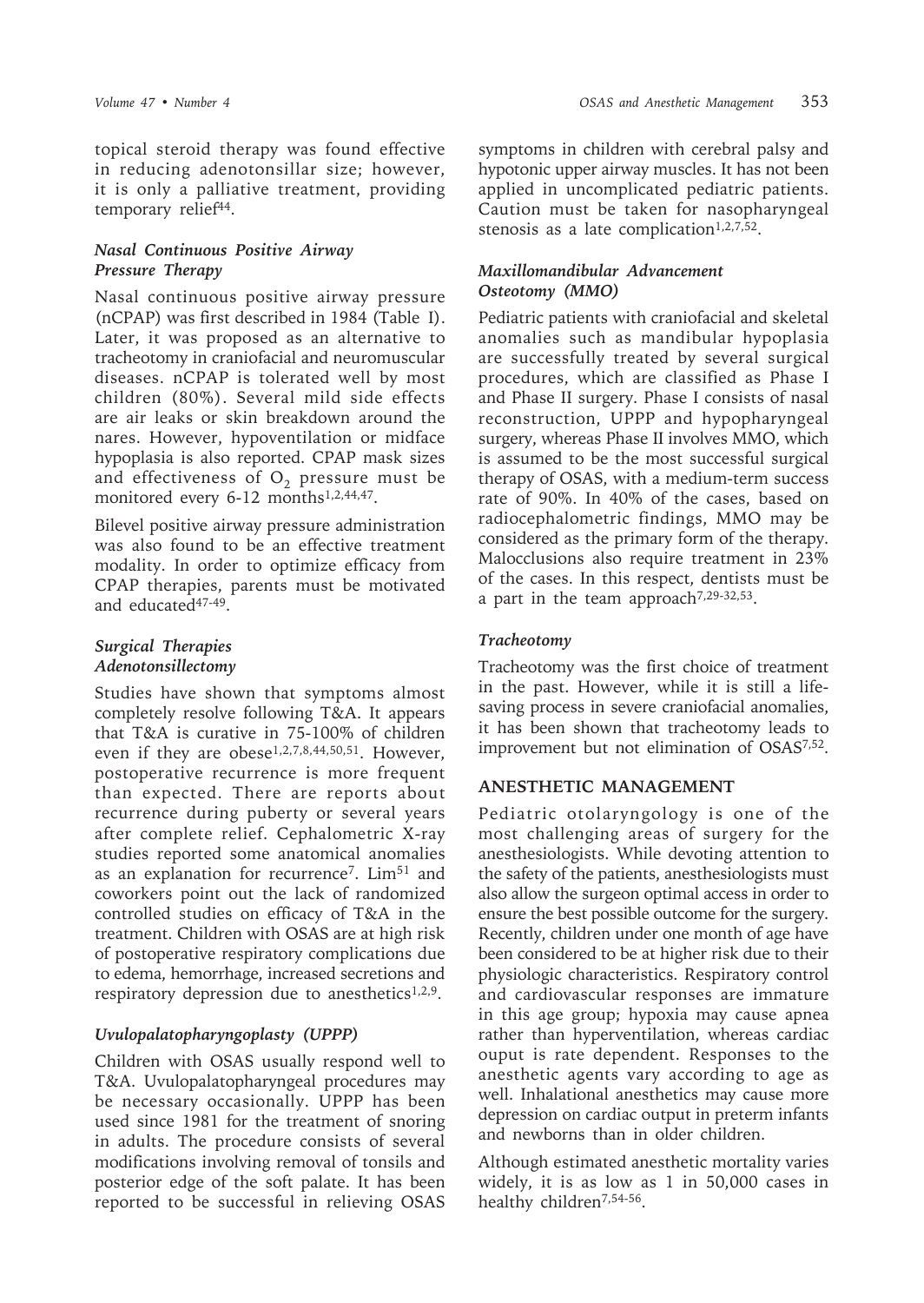topical steroid therapy was found effective in reducing adenotonsillar size; however, it is only a palliative treatment, providing temporary relief[44].

### *Nasal Continuous Positive Airway Pressure Therapy*

Nasal continuous positive airway pressure (nCPAP) was first described in 1984 (Table I). Later, it was proposed as an alternative to tracheotomy in craniofacial and neuromuscular diseases. nCPAP is tolerated well by most children (80%). Several mild side effects are air leaks or skin breakdown around the nares. However, hypoventilation or midface hypoplasia is also reported. CPAP mask sizes and effectiveness of $O_2$ pressure must be monitored every 6-12 months[1,2,44,47].

Bilevel positive airway pressure administration was also found to be an effective treatment modality. In order to optimize efficacy from CPAP therapies, parents must be motivated and educated[47-49].

### *Surgical Therapies*

### *Adenotonsillectomy*

Studies have shown that symptoms almost completely resolve following T&A. It appears that T&A is curative in 75-100% of children even if they are obese[1,2,7,8,44,50,51]. However, postoperative recurrence is more frequent than expected. There are reports about recurrence during puberty or several years after complete relief. Cephalometric X-ray studies reported some anatomical anomalies as an explanation for recurrence[7]. Lim[51] and coworkers point out the lack of randomized controlled studies on efficacy of T&A in the treatment. Children with OSAS are at high risk of postoperative respiratory complications due to edema, hemorrhage, increased secretions and respiratory depression due to anesthetics[1,2,9].

### *Uvulopalatopharyngoplasty (UPPP)*

Children with OSAS usually respond well to T&A. Uvulopalatopharyngeal procedures may be necessary occasionally. UPPP has been used since 1981 for the treatment of snoring in adults. The procedure consists of several modifications involving removal of tonsils and posterior edge of the soft palate. It has been reported to be successful in relieving OSAS symptoms in children with cerebral palsy and hypotonic upper airway muscles. It has not been applied in uncomplicated pediatric patients. Caution must be taken for nasopharyngeal stenosis as a late complication[1,2,7,52].

### *Maxillomandibular Advancement Osteotomy (MMO)*

Pediatric patients with craniofacial and skeletal anomalies such as mandibular hypoplasia are successfully treated by several surgical procedures, which are classified as Phase I and Phase II surgery. Phase I consists of nasal reconstruction, UPPP and hypopharyngeal surgery, whereas Phase II involves MMO, which is assumed to be the most successful surgical therapy of OSAS, with a medium-term success rate of 90%. In 40% of the cases, based on radiocephalometric findings, MMO may be considered as the primary form of the therapy. Malocclusions also require treatment in 23% of the cases. In this respect, dentists must be a part in the team approach[7,29-32,53].

### *Tracheotomy*

Tracheotomy was the first choice of treatment in the past. However, while it is still a life-saving process in severe craniofacial anomalies, it has been shown that tracheotomy leads to improvement but not elimination of OSAS[7,52].

## ANESTHETIC MANAGEMENT

Pediatric otolaryngology is one of the most challenging areas of surgery for the anesthesiologists. While devoting attention to the safety of the patients, anesthesiologists must also allow the surgeon optimal access in order to ensure the best possible outcome for the surgery. Recently, children under one month of age have been considered to be at higher risk due to their physiologic characteristics. Respiratory control and cardiovascular responses are immature in this age group; hypoxia may cause apnea rather than hyperventilation, whereas cardiac ouput is rate dependent. Responses to the anesthetic agents vary according to age as well. Inhalational anesthetics may cause more depression on cardiac output in preterm infants and newborns than in older children.

Although estimated anesthetic mortality varies widely, it is as low as 1 in 50,000 cases in healthy children[7,54-56].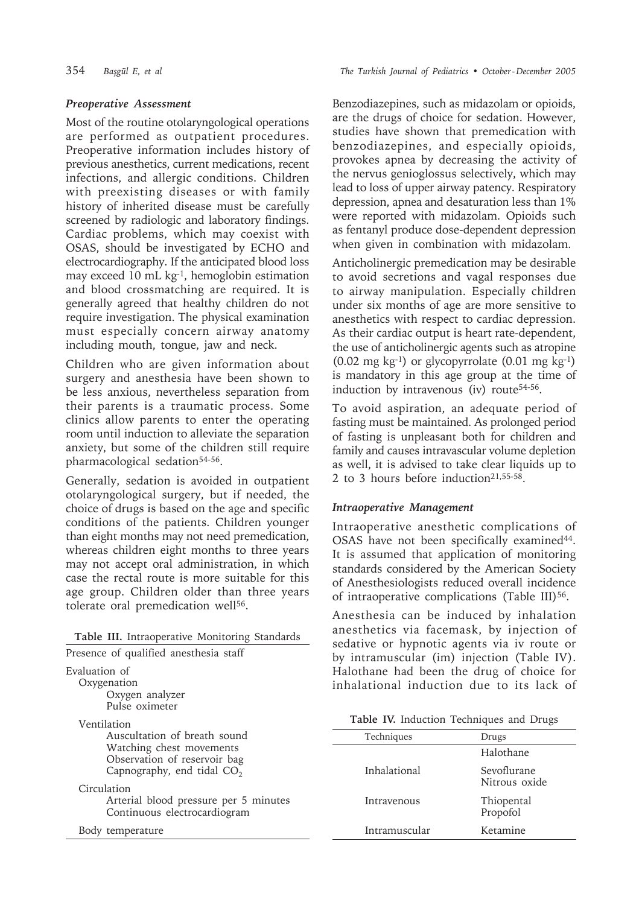### *Preoperative Assessment*

Most of the routine otolaryngological operations are performed as outpatient procedures. Preoperative information includes history of previous anesthetics, current medications, recent infections, and allergic conditions. Children with preexisting diseases or with family history of inherited disease must be carefully screened by radiologic and laboratory findings. Cardiac problems, which may coexist with OSAS, should be investigated by ECHO and electrocardiography. If the anticipated blood loss may exceed 10 mL $kg^{-1}$, hemoglobin estimation and blood crossmatching are required. It is generally agreed that healthy children do not require investigation. The physical examination must especially concern airway anatomy including mouth, tongue, jaw and neck.

Children who are given information about surgery and anesthesia have been shown to be less anxious, nevertheless separation from their parents is a traumatic process. Some clinics allow parents to enter the operating room until induction to alleviate the separation anxiety, but some of the children still require pharmacological sedation[54-56].

Generally, sedation is avoided in outpatient otolaryngological surgery, but if needed, the choice of drugs is based on the age and specific conditions of the patients. Children younger than eight months may not need premedication, whereas children eight months to three years may not accept oral administration, in which case the rectal route is more suitable for this age group. Children older than three years tolerate oral premedication well[56].

**Table III.** Intraoperative Monitoring Standards

| |
|---|
| Presence of qualified anesthesia staff |
| Evaluation of |
| Oxygenation |
| Oxygen analyzer |
| Pulse oximeter |
| Ventilation |
| Auscultation of breath sound |
| Watching chest movements |
| Observation of reservoir bag |
| Capnography, end tidal $CO_2$ |
| Circulation |
| Arterial blood pressure per 5 minutes |
| Continuous electrocardiogram |
| Body temperature |

Benzodiazepines, such as midazolam or opioids, are the drugs of choice for sedation. However, studies have shown that premedication with benzodiazepines, and especially opioids, provokes apnea by decreasing the activity of the nervus genioglossus selectively, which may lead to loss of upper airway patency. Respiratory depression, apnea and desaturation less than 1% were reported with midazolam. Opioids such as fentanyl produce dose-dependent depression when given in combination with midazolam.

Anticholinergic premedication may be desirable to avoid secretions and vagal responses due to airway manipulation. Especially children under six months of age are more sensitive to anesthetics with respect to cardiac depression. As their cardiac output is heart rate-dependent, the use of anticholinergic agents such as atropine (0.02 mg $kg^{-1}$) or glycopyrrolate (0.01 mg $kg^{-1}$) is mandatory in this age group at the time of induction by intravenous (iv) route[54-56].

To avoid aspiration, an adequate period of fasting must be maintained. As prolonged period of fasting is unpleasant both for children and family and causes intravascular volume depletion as well, it is advised to take clear liquids up to 2 to 3 hours before induction[21,55-58].

### *Intraoperative Management*

Intraoperative anesthetic complications of OSAS have not been specifically examined[44]. It is assumed that application of monitoring standards considered by the American Society of Anesthesiologists reduced overall incidence of intraoperative complications (Table III)[56].

Anesthesia can be induced by inhalation anesthetics via facemask, by injection of sedative or hypnotic agents via iv route or by intramuscular (im) injection (Table IV). Halothane had been the drug of choice for inhalational induction due to its lack of

**Table IV.** Induction Techniques and Drugs

| Techniques | Drugs |
|---|---|
| Inhalational | Halothane<br>Sevoflurane<br>Nitrous oxide |
| Intravenous | Thiopental<br>Propofol |
| Intramuscular | Ketamine |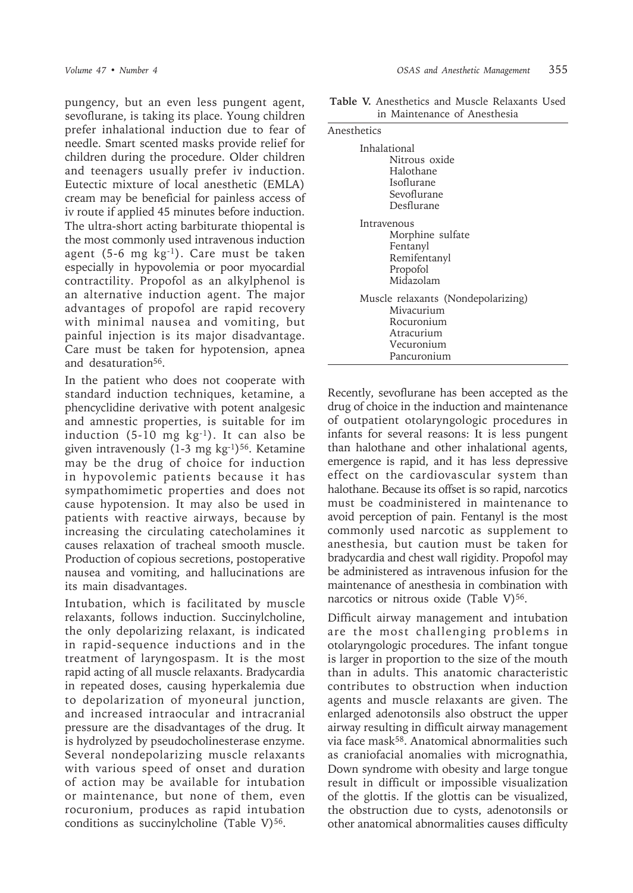pungency, but an even less pungent agent, sevoflurane, is taking its place. Young children prefer inhalational induction due to fear of needle. Smart scented masks provide relief for children during the procedure. Older children and teenagers usually prefer iv induction. Eutectic mixture of local anesthetic (EMLA) cream may be beneficial for painless access of iv route if applied 45 minutes before induction. The ultra-short acting barbiturate thiopental is the most commonly used intravenous induction agent (5-6 mg $kg^{-1}$). Care must be taken especially in hypovolemia or poor myocardial contractility. Propofol as an alkylphenol is an alternative induction agent. The major advantages of propofol are rapid recovery with minimal nausea and vomiting, but painful injection is its major disadvantage. Care must be taken for hypotension, apnea and desaturation[56].

In the patient who does not cooperate with standard induction techniques, ketamine, a phencyclidine derivative with potent analgesic and amnestic properties, is suitable for im induction (5-10 mg $kg^{-1}$). It can also be given intravenously (1-3 mg $kg^{-1}$)[56]. Ketamine may be the drug of choice for induction in hypovolemic patients because it has sympathomimetic properties and does not cause hypotension. It may also be used in patients with reactive airways, because by increasing the circulating catecholamines it causes relaxation of tracheal smooth muscle. Production of copious secretions, postoperative nausea and vomiting, and hallucinations are its main disadvantages.

Intubation, which is facilitated by muscle relaxants, follows induction. Succinylcholine, the only depolarizing relaxant, is indicated in rapid-sequence inductions and in the treatment of laryngospasm. It is the most rapid acting of all muscle relaxants. Bradycardia in repeated doses, causing hyperkalemia due to depolarization of myoneural junction, and increased intraocular and intracranial pressure are the disadvantages of the drug. It is hydrolyzed by pseudocholinesterase enzyme. Several nondepolarizing muscle relaxants with various speed of onset and duration of action may be available for intubation or maintenance, but none of them, even rocuronium, produces as rapid intubation conditions as succinylcholine (Table V)[56].

**Table V.** Anesthetics and Muscle Relaxants Used in Maintenance of Anesthesia

| Anesthetics |
|---|
| Inhalational |
| Nitrous oxide |
| Halothane |
| Isoflurane |
| Sevoflurane |
| Desflurane |
| Intravenous |
| Morphine sulfate |
| Fentanyl |
| Remifentanyl |
| Propofol |
| Midazolam |
| Muscle relaxants (Nondepolarizing) |
| Mivacurium |
| Rocuronium |
| Atracurium |
| Vecuronium |
| Pancuronium |

Recently, sevoflurane has been accepted as the drug of choice in the induction and maintenance of outpatient otolaryngologic procedures in infants for several reasons: It is less pungent than halothane and other inhalational agents, emergence is rapid, and it has less depressive effect on the cardiovascular system than halothane. Because its offset is so rapid, narcotics must be coadministered in maintenance to avoid perception of pain. Fentanyl is the most commonly used narcotic as supplement to anesthesia, but caution must be taken for bradycardia and chest wall rigidity. Propofol may be administered as intravenous infusion for the maintenance of anesthesia in combination with narcotics or nitrous oxide (Table V)[56].

Difficult airway management and intubation are the most challenging problems in otolaryngologic procedures. The infant tongue is larger in proportion to the size of the mouth than in adults. This anatomic characteristic contributes to obstruction when induction agents and muscle relaxants are given. The enlarged adenotonsils also obstruct the upper airway resulting in difficult airway management via face mask[58]. Anatomical abnormalities such as craniofacial anomalies with micrognathia, Down syndrome with obesity and large tongue result in difficult or impossible visualization of the glottis. If the glottis can be visualized, the obstruction due to cysts, adenotonsils or other anatomical abnormalities causes difficulty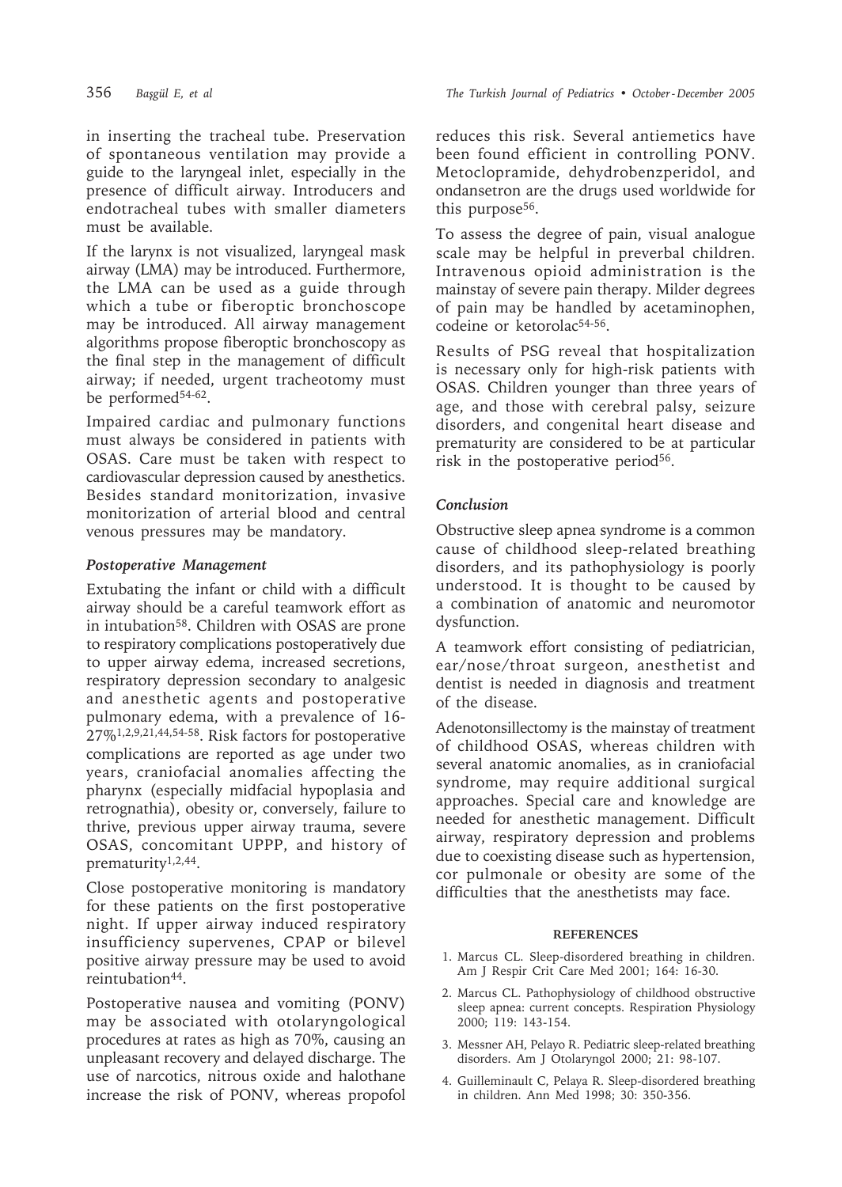in inserting the tracheal tube. Preservation of spontaneous ventilation may provide a guide to the laryngeal inlet, especially in the presence of difficult airway. Introducers and endotracheal tubes with smaller diameters must be available.

If the larynx is not visualized, laryngeal mask airway (LMA) may be introduced. Furthermore, the LMA can be used as a guide through which a tube or fiberoptic bronchoscope may be introduced. All airway management algorithms propose fiberoptic bronchoscopy as the final step in the management of difficult airway; if needed, urgent tracheotomy must be performed[54-62].

Impaired cardiac and pulmonary functions must always be considered in patients with OSAS. Care must be taken with respect to cardiovascular depression caused by anesthetics. Besides standard monitorization, invasive monitorization of arterial blood and central venous pressures may be mandatory.

### *Postoperative Management*

Extubating the infant or child with a difficult airway should be a careful teamwork effort as in intubation[58]. Children with OSAS are prone to respiratory complications postoperatively due to upper airway edema, increased secretions, respiratory depression secondary to analgesic and anesthetic agents and postoperative pulmonary edema, with a prevalence of 16-27%[1,2,9,21,44,54-58]. Risk factors for postoperative complications are reported as age under two years, craniofacial anomalies affecting the pharynx (especially midfacial hypoplasia and retrognathia), obesity or, conversely, failure to thrive, previous upper airway trauma, severe OSAS, concomitant UPPP, and history of prematurity[1,2,44].

Close postoperative monitoring is mandatory for these patients on the first postoperative night. If upper airway induced respiratory insufficiency supervenes, CPAP or bilevel positive airway pressure may be used to avoid reintubation[44].

Postoperative nausea and vomiting (PONV) may be associated with otolaryngological procedures at rates as high as 70%, causing an unpleasant recovery and delayed discharge. The use of narcotics, nitrous oxide and halothane increase the risk of PONV, whereas propofol reduces this risk. Several antiemetics have been found efficient in controlling PONV. Metoclopramide, dehydrobenzperidol, and ondansetron are the drugs used worldwide for this purpose[56].

To assess the degree of pain, visual analogue scale may be helpful in preverbal children. Intravenous opioid administration is the mainstay of severe pain therapy. Milder degrees of pain may be handled by acetaminophen, codeine or ketorolac[54-56].

Results of PSG reveal that hospitalization is necessary only for high-risk patients with OSAS. Children younger than three years of age, and those with cerebral palsy, seizure disorders, and congenital heart disease and prematurity are considered to be at particular risk in the postoperative period[56].

### *Conclusion*

Obstructive sleep apnea syndrome is a common cause of childhood sleep-related breathing disorders, and its pathophysiology is poorly understood. It is thought to be caused by a combination of anatomic and neuromotor dysfunction.

A teamwork effort consisting of pediatrician, ear/nose/throat surgeon, anesthetist and dentist is needed in diagnosis and treatment of the disease.

Adenotonsillectomy is the mainstay of treatment of childhood OSAS, whereas children with several anatomic anomalies, as in craniofacial syndrome, may require additional surgical approaches. Special care and knowledge are needed for anesthetic management. Difficult airway, respiratory depression and problems due to coexisting disease such as hypertension, cor pulmonale or obesity are some of the difficulties that the anesthetists may face.

#### REFERENCES

1. Marcus CL. Sleep-disordered breathing in children. Am J Respir Crit Care Med 2001; 164: 16-30.
2. Marcus CL. Pathophysiology of childhood obstructive sleep apnea: current concepts. Respiration Physiology 2000; 119: 143-154.
3. Messner AH, Pelayo R. Pediatric sleep-related breathing disorders. Am J Otolaryngol 2000; 21: 98-107.
4. Guilleminault C, Pelaya R. Sleep-disordered breathing in children. Ann Med 1998; 30: 350-356.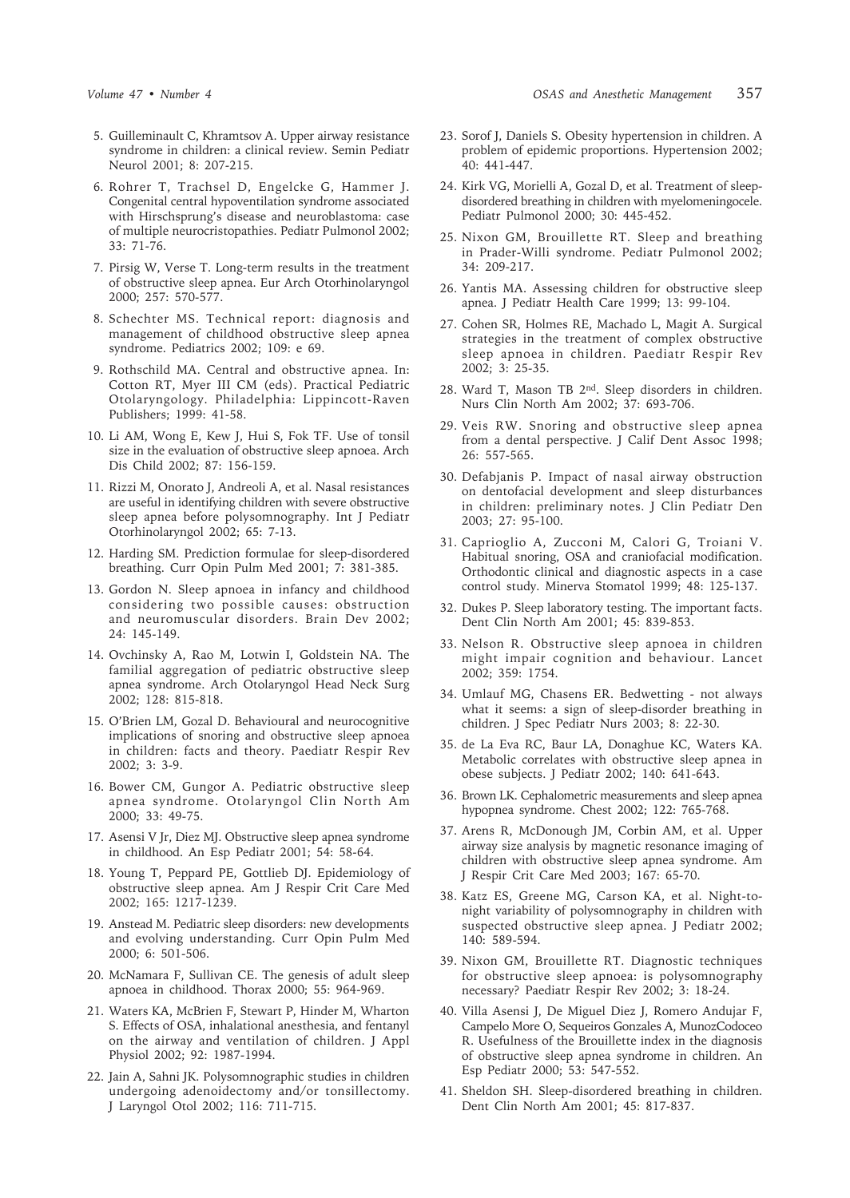5. Guilleminault C, Khramtsov A. Upper airway resistance syndrome in children: a clinical review. Semin Pediatr Neurol 2001; 8: 207-215.
6. Rohrer T, Trachsel D, Engelcke G, Hammer J. Congenital central hypoventilation syndrome associated with Hirschsprung's disease and neuroblastoma: case of multiple neurocristopathies. Pediatr Pulmonol 2002; 33: 71-76.
7. Pirsig W, Verse T. Long-term results in the treatment of obstructive sleep apnea. Eur Arch Otorhinolaryngol 2000; 257: 570-577.
8. Schechter MS. Technical report: diagnosis and management of childhood obstructive sleep apnea syndrome. Pediatrics 2002; 109: e 69.
9. Rothschild MA. Central and obstructive apnea. In: Cotton RT, Myer III CM (eds). Practical Pediatric Otolaryngology. Philadelphia: Lippincott-Raven Publishers; 1999: 41-58.
10. Li AM, Wong E, Kew J, Hui S, Fok TF. Use of tonsil size in the evaluation of obstructive sleep apnoea. Arch Dis Child 2002; 87: 156-159.
11. Rizzi M, Onorato J, Andreoli A, et al. Nasal resistances are useful in identifying children with severe obstructive sleep apnea before polysomnography. Int J Pediatr Otorhinolaryngol 2002; 65: 7-13.
12. Harding SM. Prediction formulae for sleep-disordered breathing. Curr Opin Pulm Med 2001; 7: 381-385.
13. Gordon N. Sleep apnoea in infancy and childhood considering two possible causes: obstruction and neuromuscular disorders. Brain Dev 2002; 24: 145-149.
14. Ovchinsky A, Rao M, Lotwin I, Goldstein NA. The familial aggregation of pediatric obstructive sleep apnea syndrome. Arch Otolaryngol Head Neck Surg 2002; 128: 815-818.
15. O'Brien LM, Gozal D. Behavioural and neurocognitive implications of snoring and obstructive sleep apnoea in children: facts and theory. Paediatr Respir Rev 2002; 3: 3-9.
16. Bower CM, Gungor A. Pediatric obstructive sleep apnea syndrome. Otolaryngol Clin North Am 2000; 33: 49-75.
17. Asensi V Jr, Diez MJ. Obstructive sleep apnea syndrome in childhood. An Esp Pediatr 2001; 54: 58-64.
18. Young T, Peppard PE, Gottlieb DJ. Epidemiology of obstructive sleep apnea. Am J Respir Crit Care Med 2002; 165: 1217-1239.
19. Anstead M. Pediatric sleep disorders: new developments and evolving understanding. Curr Opin Pulm Med 2000; 6: 501-506.
20. McNamara F, Sullivan CE. The genesis of adult sleep apnoea in childhood. Thorax 2000; 55: 964-969.
21. Waters KA, McBrien F, Stewart P, Hinder M, Wharton S. Effects of OSA, inhalational anesthesia, and fentanyl on the airway and ventilation of children. J Appl Physiol 2002; 92: 1987-1994.
22. Jain A, Sahni JK. Polysomnographic studies in children undergoing adenoidectomy and/or tonsillectomy. J Laryngol Otol 2002; 116: 711-715.
23. Sorof J, Daniels S. Obesity hypertension in children. A problem of epidemic proportions. Hypertension 2002; 40: 441-447.
24. Kirk VG, Morielli A, Gozal D, et al. Treatment of sleep-disordered breathing in children with myelomeningocele. Pediatr Pulmonol 2000; 30: 445-452.
25. Nixon GM, Brouillette RT. Sleep and breathing in Prader-Willi syndrome. Pediatr Pulmonol 2002; 34: 209-217.
26. Yantis MA. Assessing children for obstructive sleep apnea. J Pediatr Health Care 1999; 13: 99-104.
27. Cohen SR, Holmes RE, Machado L, Magit A. Surgical strategies in the treatment of complex obstructive sleep apnoea in children. Paediatr Respir Rev 2002; 3: 25-35.
28. Ward T, Mason TB 2nd. Sleep disorders in children. Nurs Clin North Am 2002; 37: 693-706.
29. Veis RW. Snoring and obstructive sleep apnea from a dental perspective. J Calif Dent Assoc 1998; 26: 557-565.
30. Defabjanis P. Impact of nasal airway obstruction on dentofacial development and sleep disturbances in children: preliminary notes. J Clin Pediatr Den 2003; 27: 95-100.
31. Caprioglio A, Zucconi M, Calori G, Troiani V. Habitual snoring, OSA and craniofacial modification. Orthodontic clinical and diagnostic aspects in a case control study. Minerva Stomatol 1999; 48: 125-137.
32. Dukes P. Sleep laboratory testing. The important facts. Dent Clin North Am 2001; 45: 839-853.
33. Nelson R. Obstructive sleep apnoea in children might impair cognition and behaviour. Lancet 2002; 359: 1754.
34. Umlauf MG, Chasens ER. Bedwetting - not always what it seems: a sign of sleep-disorder breathing in children. J Spec Pediatr Nurs 2003; 8: 22-30.
35. de La Eva RC, Baur LA, Donaghue KC, Waters KA. Metabolic correlates with obstructive sleep apnea in obese subjects. J Pediatr 2002; 140: 641-643.
36. Brown LK. Cephalometric measurements and sleep apnea hypopnea syndrome. Chest 2002; 122: 765-768.
37. Arens R, McDonough JM, Corbin AM, et al. Upper airway size analysis by magnetic resonance imaging of children with obstructive sleep apnea syndrome. Am J Respir Crit Care Med 2003; 167: 65-70.
38. Katz ES, Greene MG, Carson KA, et al. Night-to-night variability of polysomnography in children with suspected obstructive sleep apnea. J Pediatr 2002; 140: 589-594.
39. Nixon GM, Brouillette RT. Diagnostic techniques for obstructive sleep apnoea: is polysomnography necessary? Paediatr Respir Rev 2002; 3: 18-24.
40. Villa Asensi J, De Miguel Diez J, Romero Andujar F, Campelo More O, Sequeiros Gonzales A, MunozCodoceo R. Usefulness of the Brouillette index in the diagnosis of obstructive sleep apnea syndrome in children. An Esp Pediatr 2000; 53: 547-552.
41. Sheldon SH. Sleep-disordered breathing in children. Dent Clin North Am 2001; 45: 817-837.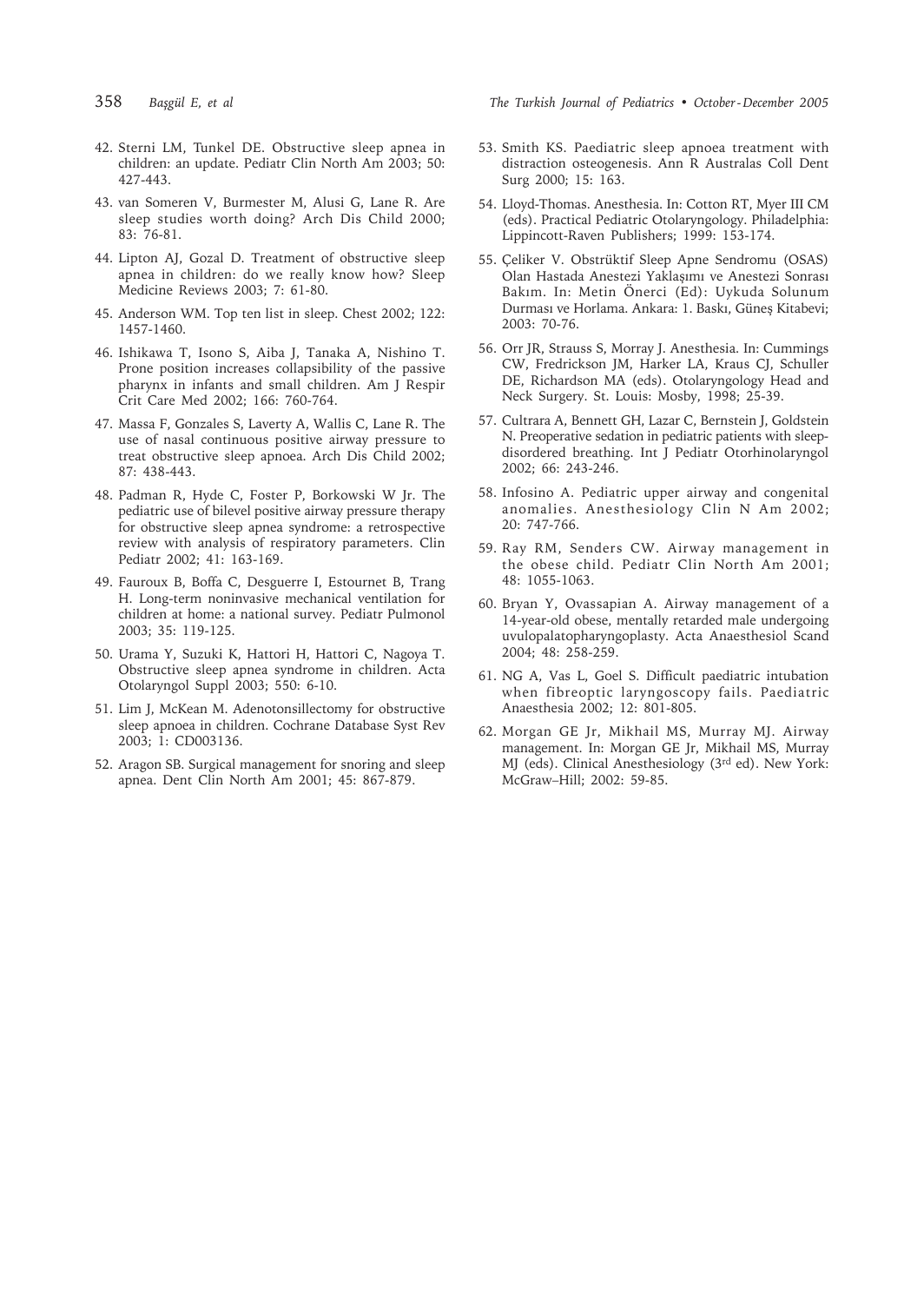42. Sterni LM, Tunkel DE. Obstructive sleep apnea in children: an update. Pediatr Clin North Am 2003; 50: 427-443.
43. van Someren V, Burmester M, Alusi G, Lane R. Are sleep studies worth doing? Arch Dis Child 2000; 83: 76-81.
44. Lipton AJ, Gozal D. Treatment of obstructive sleep apnea in children: do we really know how? Sleep Medicine Reviews 2003; 7: 61-80.
45. Anderson WM. Top ten list in sleep. Chest 2002; 122: 1457-1460.
46. Ishikawa T, Isono S, Aiba J, Tanaka A, Nishino T. Prone position increases collapsibility of the passive pharynx in infants and small children. Am J Respir Crit Care Med 2002; 166: 760-764.
47. Massa F, Gonzales S, Laverty A, Wallis C, Lane R. The use of nasal continuous positive airway pressure to treat obstructive sleep apnoea. Arch Dis Child 2002; 87: 438-443.
48. Padman R, Hyde C, Foster P, Borkowski W Jr. The pediatric use of bilevel positive airway pressure therapy for obstructive sleep apnea syndrome: a retrospective review with analysis of respiratory parameters. Clin Pediatr 2002; 41: 163-169.
49. Fauroux B, Boffa C, Desguerre I, Estournet B, Trang H. Long-term noninvasive mechanical ventilation for children at home: a national survey. Pediatr Pulmonol 2003; 35: 119-125.
50. Urama Y, Suzuki K, Hattori H, Hattori C, Nagoya T. Obstructive sleep apnea syndrome in children. Acta Otolaryngol Suppl 2003; 550: 6-10.
51. Lim J, McKean M. Adenotonsillectomy for obstructive sleep apnoea in children. Cochrane Database Syst Rev 2003; 1: CD003136.
52. Aragon SB. Surgical management for snoring and sleep apnea. Dent Clin North Am 2001; 45: 867-879.
53. Smith KS. Paediatric sleep apnoea treatment with distraction osteogenesis. Ann R Australas Coll Dent Surg 2000; 15: 163.
54. Lloyd-Thomas. Anesthesia. In: Cotton RT, Myer III CM (eds). Practical Pediatric Otolaryngology. Philadelphia: Lippincott-Raven Publishers; 1999: 153-174.
55. Çeliker V. Obstrüktif Sleep Apne Sendromu (OSAS) Olan Hastada Anestezi Yaklaşımı ve Anestezi Sonrası Bakım. In: Metin Önerci (Ed): Uykuda Solunum Durması ve Horlama. Ankara: 1. Baskı, Güneş Kitabevi; 2003: 70-76.
56. Orr JR, Strauss S, Morray J. Anesthesia. In: Cummings CW, Fredrickson JM, Harker LA, Kraus CJ, Schuller DE, Richardson MA (eds). Otolaryngology Head and Neck Surgery. St. Louis: Mosby, 1998; 25-39.
57. Cultrara A, Bennett GH, Lazar C, Bernstein J, Goldstein N. Preoperative sedation in pediatric patients with sleep-disordered breathing. Int J Pediatr Otorhinolaryngol 2002; 66: 243-246.
58. Infosino A. Pediatric upper airway and congenital anomalies. Anesthesiology Clin N Am 2002; 20: 747-766.
59. Ray RM, Senders CW. Airway management in the obese child. Pediatr Clin North Am 2001; 48: 1055-1063.
60. Bryan Y, Ovassapian A. Airway management of a 14-year-old obese, mentally retarded male undergoing uvulopalatopharyngoplasty. Acta Anaesthesiol Scand 2004; 48: 258-259.
61. NG A, Vas L, Goel S. Difficult paediatric intubation when fibreoptic laryngoscopy fails. Paediatric Anaesthesia 2002; 12: 801-805.
62. Morgan GE Jr, Mikhail MS, Murray MJ. Airway management. In: Morgan GE Jr, Mikhail MS, Murray MJ (eds). Clinical Anesthesiology (3rd ed). New York: McGraw–Hill; 2002: 59-85.